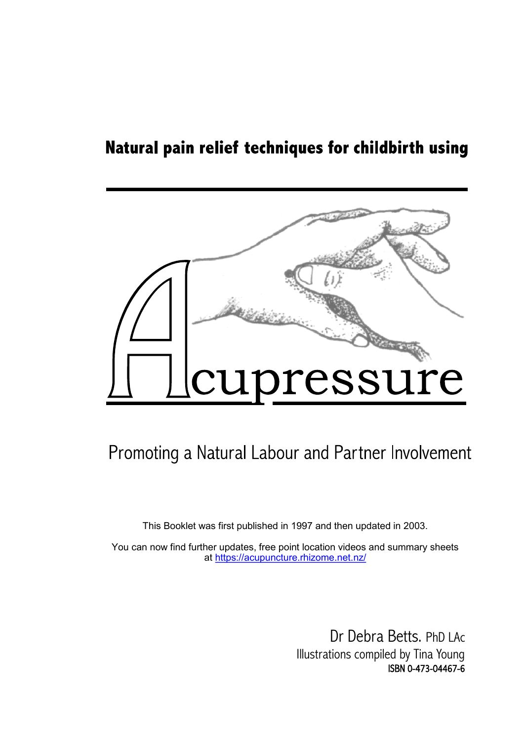# Natural pain relief techniques for childbirth using Acupressure

## Promoting a Natural Labour and Partner Involvement

This Booklet was first published in 1997 and then updated in 2003.

You can now find further updates, free point location videos and summary sheets at https://acupuncture.rhizome.net.nz/

Dr Debra Betts. PhD LAc

Illustrations compiled by Tina Young

ISBN 0-473-04467-6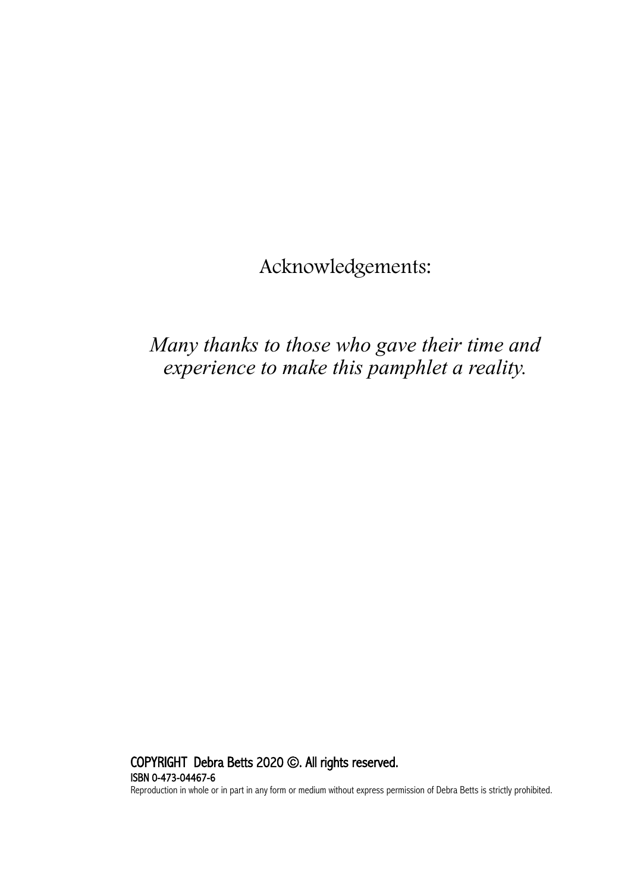Acknowledgements:

*Many thanks to those who gave their time and experience to make this pamphlet a reality.*

**COPYRIGHT Debra Betts 2020 ©. All rights reserved.**

**ISBN 0-473-04467-6**

Reproduction in whole or in part in any form or medium without express permission of Debra Betts is strictly prohibited.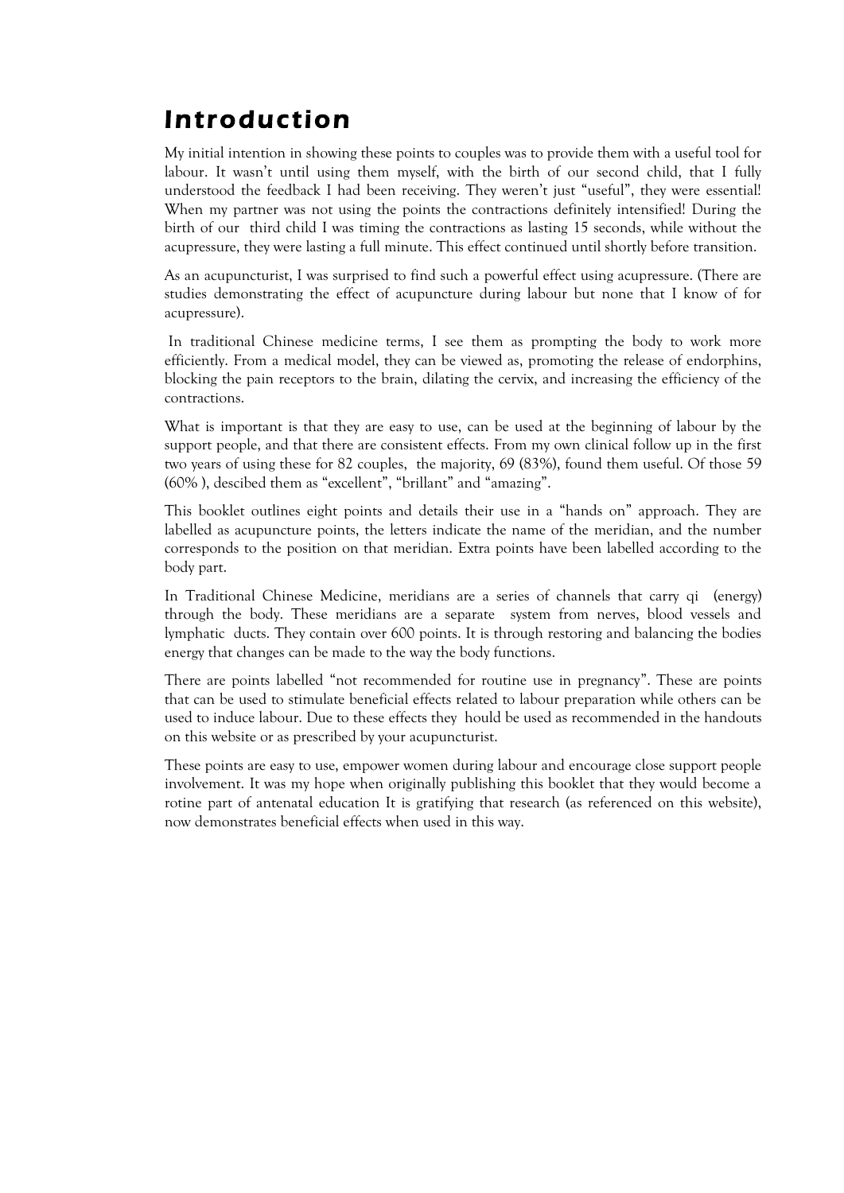# Introduction

My initial intention in showing these points to couples was to provide them with a useful tool for labour. It wasn't until using them myself, with the birth of our second child, that I fully understood the feedback I had been receiving. They weren't just "useful", they were essential! When my partner was not using the points the contractions definitely intensified! During the birth of our third child I was timing the contractions as lasting 15 seconds, while without the acupressure, they were lasting a full minute. This effect continued until shortly before transition.

As an acupuncturist, I was surprised to find such a powerful effect using acupressure. (There are studies demonstrating the effect of acupuncture during labour but none that I know of for acupressure).

In traditional Chinese medicine terms, I see them as prompting the body to work more efficiently. From a medical model, they can be viewed as, promoting the release of endorphins, blocking the pain receptors to the brain, dilating the cervix, and increasing the efficiency of the contractions.

What is important is that they are easy to use, can be used at the beginning of labour by the support people, and that there are consistent effects. From my own clinical follow up in the first two years of using these for 82 couples, the majority, 69 (83%), found them useful. Of those 59 (60% ), descibed them as "excellent", "brillant" and "amazing".

This booklet outlines eight points and details their use in a "hands on" approach. They are labelled as acupuncture points, the letters indicate the name of the meridian, and the number corresponds to the position on that meridian. Extra points have been labelled according to the body part.

In Traditional Chinese Medicine, meridians are a series of channels that carry qi (energy) through the body. These meridians are a separate system from nerves, blood vessels and lymphatic ducts. They contain over 600 points. It is through restoring and balancing the bodies energy that changes can be made to the way the body functions.

There are points labelled "not recommended for routine use in pregnancy". These are points that can be used to stimulate beneficial effects related to labour preparation while others can be used to induce labour. Due to these effects they hould be used as recommended in the handouts on this website or as prescribed by your acupuncturist.

These points are easy to use, empower women during labour and encourage close support people involvement. It was my hope when originally publishing this booklet that they would become a rotine part of antenatal education It is gratifying that research (as referenced on this website), now demonstrates beneficial effects when used in this way.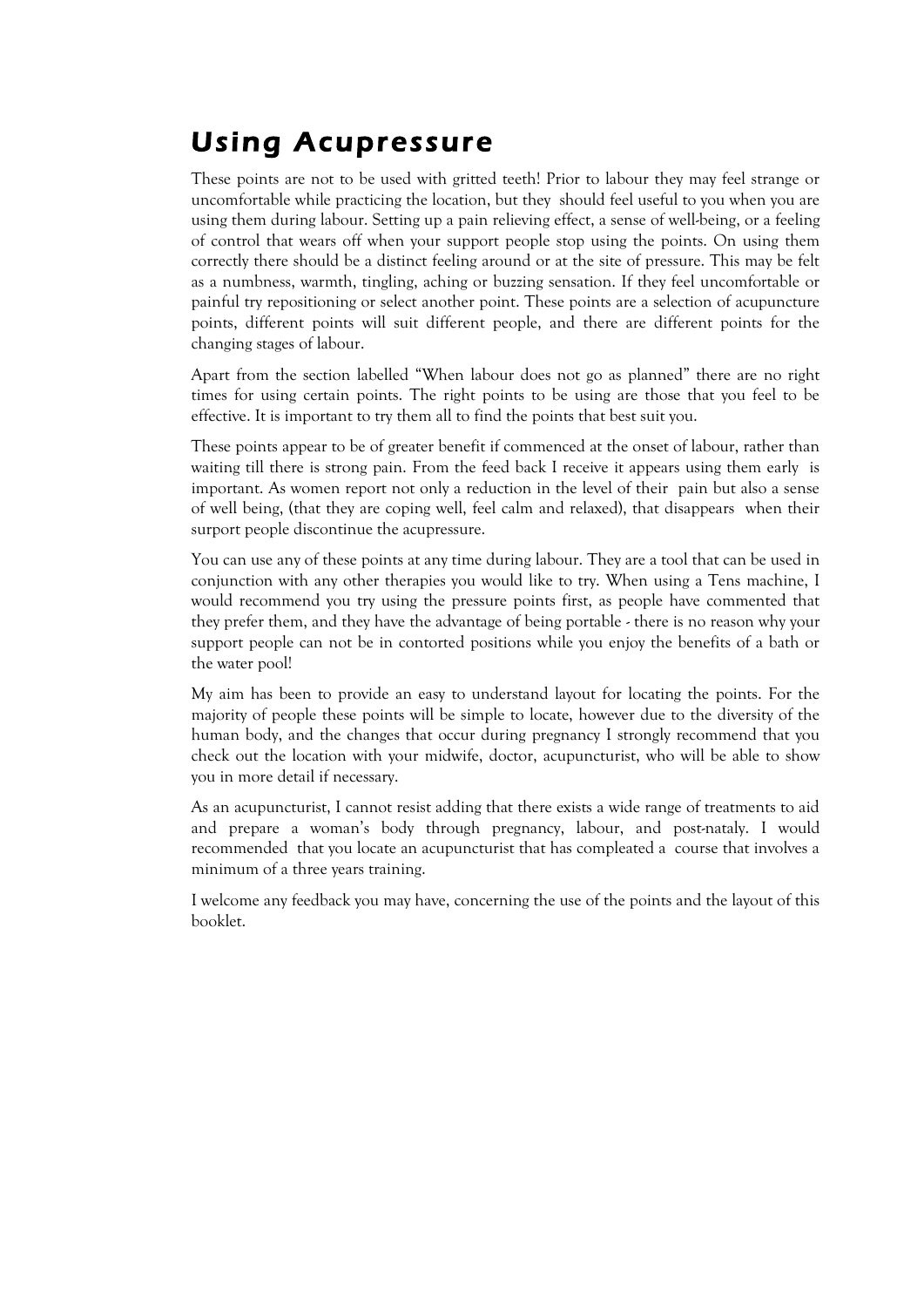# Using Acupressure

These points are not to be used with gritted teeth! Prior to labour they may feel strange or uncomfortable while practicing the location, but they should feel useful to you when you are using them during labour. Setting up a pain relieving effect, a sense of well-being, or a feeling of control that wears off when your support people stop using the points. On using them correctly there should be a distinct feeling around or at the site of pressure. This may be felt as a numbness, warmth, tingling, aching or buzzing sensation. If they feel uncomfortable or painful try repositioning or select another point. These points are a selection of acupuncture points, different points will suit different people, and there are different points for the changing stages of labour.

Apart from the section labelled "When labour does not go as planned" there are no right times for using certain points. The right points to be using are those that you feel to be effective. It is important to try them all to find the points that best suit you.

These points appear to be of greater benefit if commenced at the onset of labour, rather than waiting till there is strong pain. From the feed back I receive it appears using them early is important. As women report not only a reduction in the level of their pain but also a sense of well being, (that they are coping well, feel calm and relaxed), that disappears when their surport people discontinue the acupressure.

You can use any of these points at any time during labour. They are a tool that can be used in conjunction with any other therapies you would like to try. When using a Tens machine, I would recommend you try using the pressure points first, as people have commented that they prefer them, and they have the advantage of being portable - there is no reason why your support people can not be in contorted positions while you enjoy the benefits of a bath or the water pool!

My aim has been to provide an easy to understand layout for locating the points. For the majority of people these points will be simple to locate, however due to the diversity of the human body, and the changes that occur during pregnancy I strongly recommend that you check out the location with your midwife, doctor, acupuncturist, who will be able to show you in more detail if necessary.

As an acupuncturist, I cannot resist adding that there exists a wide range of treatments to aid and prepare a woman's body through pregnancy, labour, and post-nataly. I would recommended that you locate an acupuncturist that has compleated a course that involves a minimum of a three years training.

I welcome any feedback you may have, concerning the use of the points and the layout of this booklet.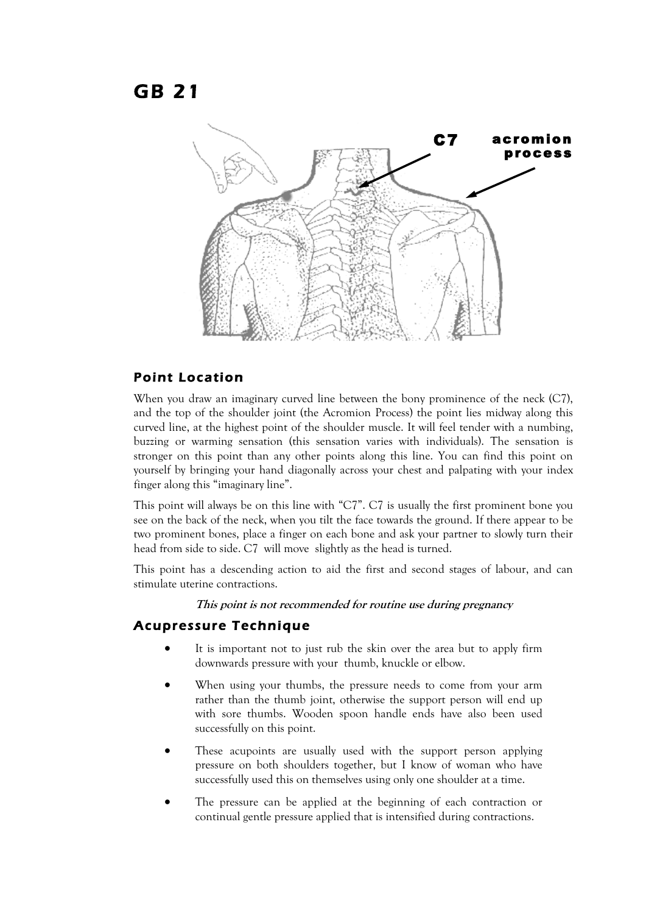# GB 21

C7 acromion process

## Point Location

When you draw an imaginary curved line between the bony prominence of the neck (C7), and the top of the shoulder joint (the Acromion Process) the point lies midway along this curved line, at the highest point of the shoulder muscle. It will feel tender with a numbing, buzzing or warming sensation (this sensation varies with individuals). The sensation is stronger on this point than any other points along this line. You can find this point on yourself by bringing your hand diagonally across your chest and palpating with your index finger along this "imaginary line".

This point will always be on this line with "C7". C7 is usually the first prominent bone you see on the back of the neck, when you tilt the face towards the ground. If there appear to be two prominent bones, place a finger on each bone and ask your partner to slowly turn their head from side to side. C7 will move slightly as the head is turned.

This point has a descending action to aid the first and second stages of labour, and can stimulate uterine contractions.

***This point is not recommended for routine use during pregnancy***

## Acupressure Technique

- It is important not to just rub the skin over the area but to apply firm downwards pressure with your thumb, knuckle or elbow.
- When using your thumbs, the pressure needs to come from your arm rather than the thumb joint, otherwise the support person will end up with sore thumbs. Wooden spoon handle ends have also been used successfully on this point.
- These acupoints are usually used with the support person applying pressure on both shoulders together, but I know of woman who have successfully used this on themselves using only one shoulder at a time.
- The pressure can be applied at the beginning of each contraction or continual gentle pressure applied that is intensified during contractions.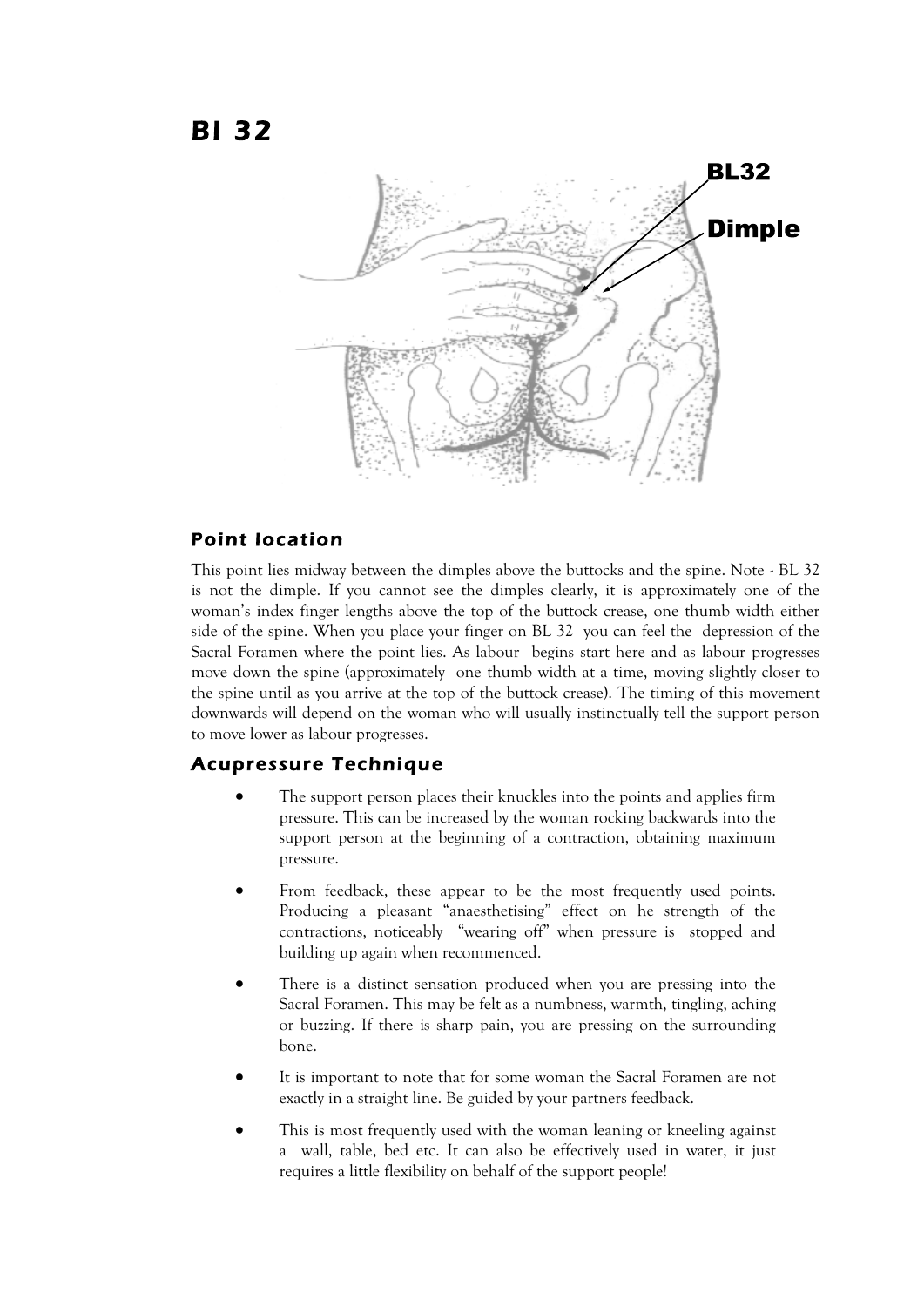# Bl 32

BL32

Dimple

## Point location

This point lies midway between the dimples above the buttocks and the spine. Note - BL 32 is not the dimple. If you cannot see the dimples clearly, it is approximately one of the woman's index finger lengths above the top of the buttock crease, one thumb width either side of the spine. When you place your finger on BL 32 you can feel the depression of the Sacral Foramen where the point lies. As labour begins start here and as labour progresses move down the spine (approximately one thumb width at a time, moving slightly closer to the spine until as you arrive at the top of the buttock crease). The timing of this movement downwards will depend on the woman who will usually instinctually tell the support person to move lower as labour progresses.

## Acupressure Technique

- The support person places their knuckles into the points and applies firm pressure. This can be increased by the woman rocking backwards into the support person at the beginning of a contraction, obtaining maximum pressure.
- From feedback, these appear to be the most frequently used points. Producing a pleasant "anaesthetising" effect on he strength of the contractions, noticeably "wearing off" when pressure is stopped and building up again when recommenced.
- There is a distinct sensation produced when you are pressing into the Sacral Foramen. This may be felt as a numbness, warmth, tingling, aching or buzzing. If there is sharp pain, you are pressing on the surrounding bone.
- It is important to note that for some woman the Sacral Foramen are not exactly in a straight line. Be guided by your partners feedback.
- This is most frequently used with the woman leaning or kneeling against a wall, table, bed etc. It can also be effectively used in water, it just requires a little flexibility on behalf of the support people!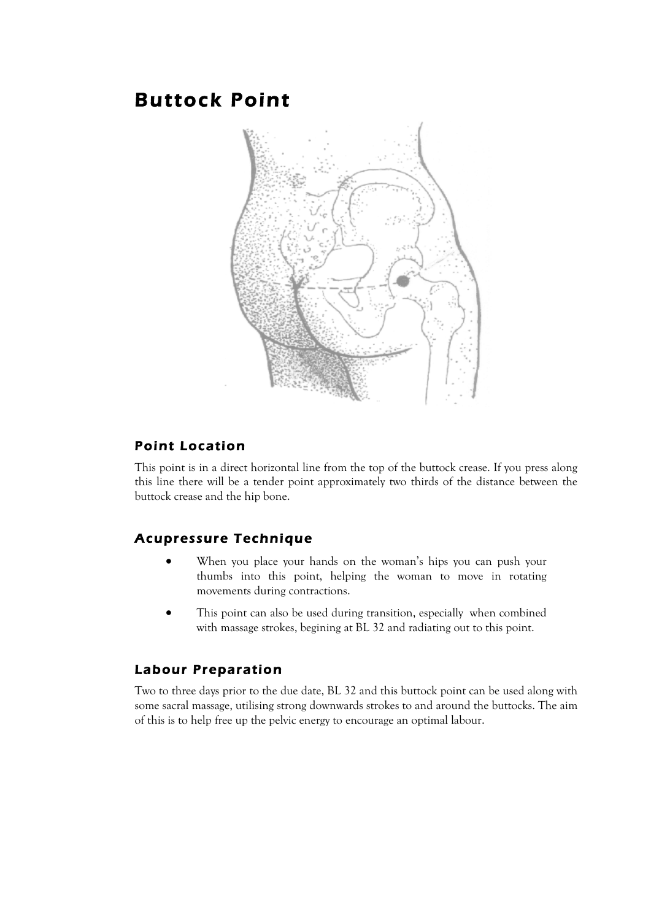# Buttock Point

## Point Location

This point is in a direct horizontal line from the top of the buttock crease. If you press along this line there will be a tender point approximately two thirds of the distance between the buttock crease and the hip bone.

## Acupressure Technique

- When you place your hands on the woman's hips you can push your thumbs into this point, helping the woman to move in rotating movements during contractions.
- This point can also be used during transition, especially when combined with massage strokes, begining at BL 32 and radiating out to this point.

## Labour Preparation

Two to three days prior to the due date, BL 32 and this buttock point can be used along with some sacral massage, utilising strong downwards strokes to and around the buttocks. The aim of this is to help free up the pelvic energy to encourage an optimal labour.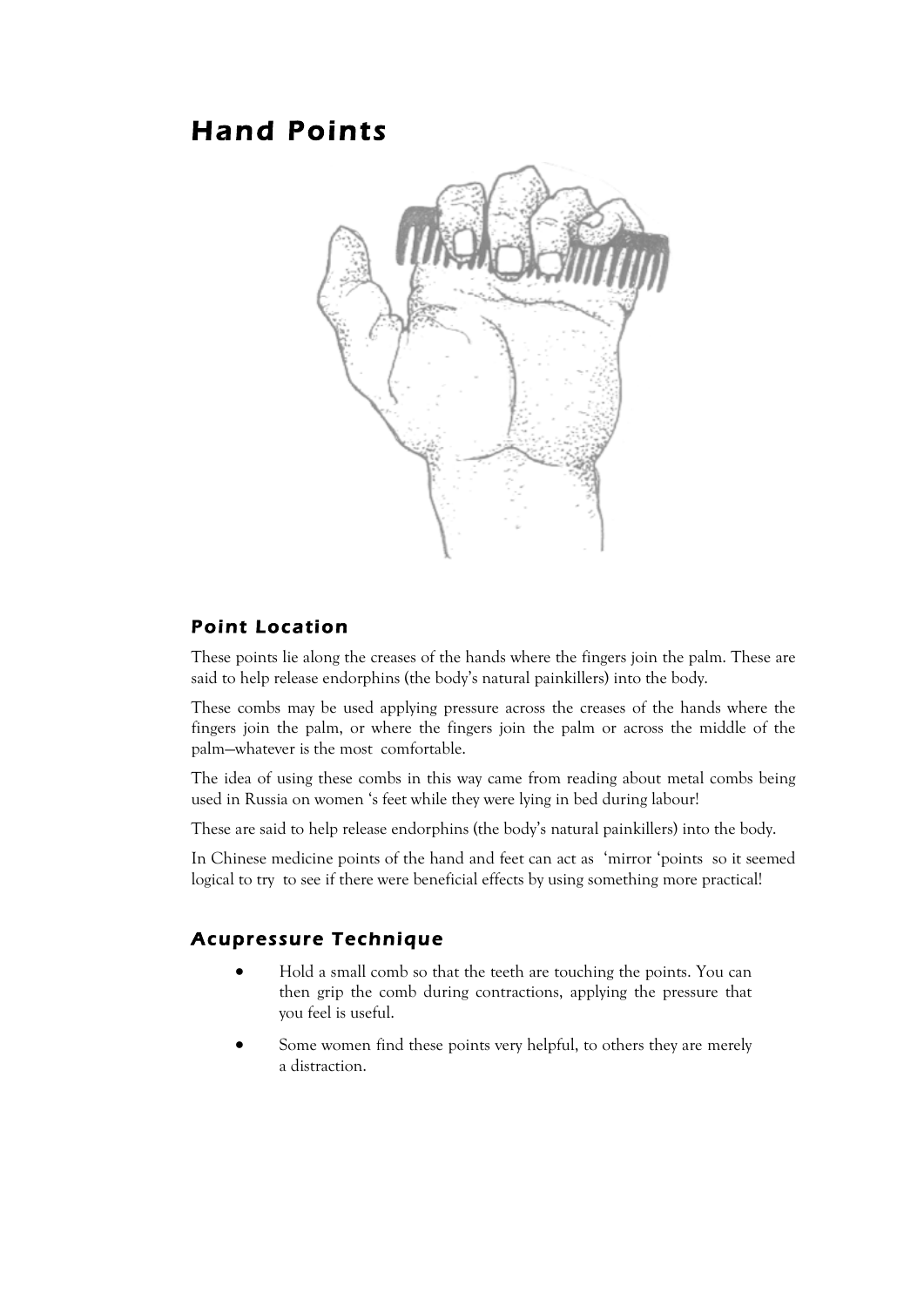# Hand Points

## Point Location

These points lie along the creases of the hands where the fingers join the palm. These are said to help release endorphins (the body's natural painkillers) into the body.

These combs may be used applying pressure across the creases of the hands where the fingers join the palm, or where the fingers join the palm or across the middle of the palm—whatever is the most comfortable.

The idea of using these combs in this way came from reading about metal combs being used in Russia on women 's feet while they were lying in bed during labour!

These are said to help release endorphins (the body's natural painkillers) into the body.

In Chinese medicine points of the hand and feet can act as 'mirror 'points so it seemed logical to try to see if there were beneficial effects by using something more practical!

## Acupressure Technique

- Hold a small comb so that the teeth are touching the points. You can then grip the comb during contractions, applying the pressure that you feel is useful.
- Some women find these points very helpful, to others they are merely a distraction.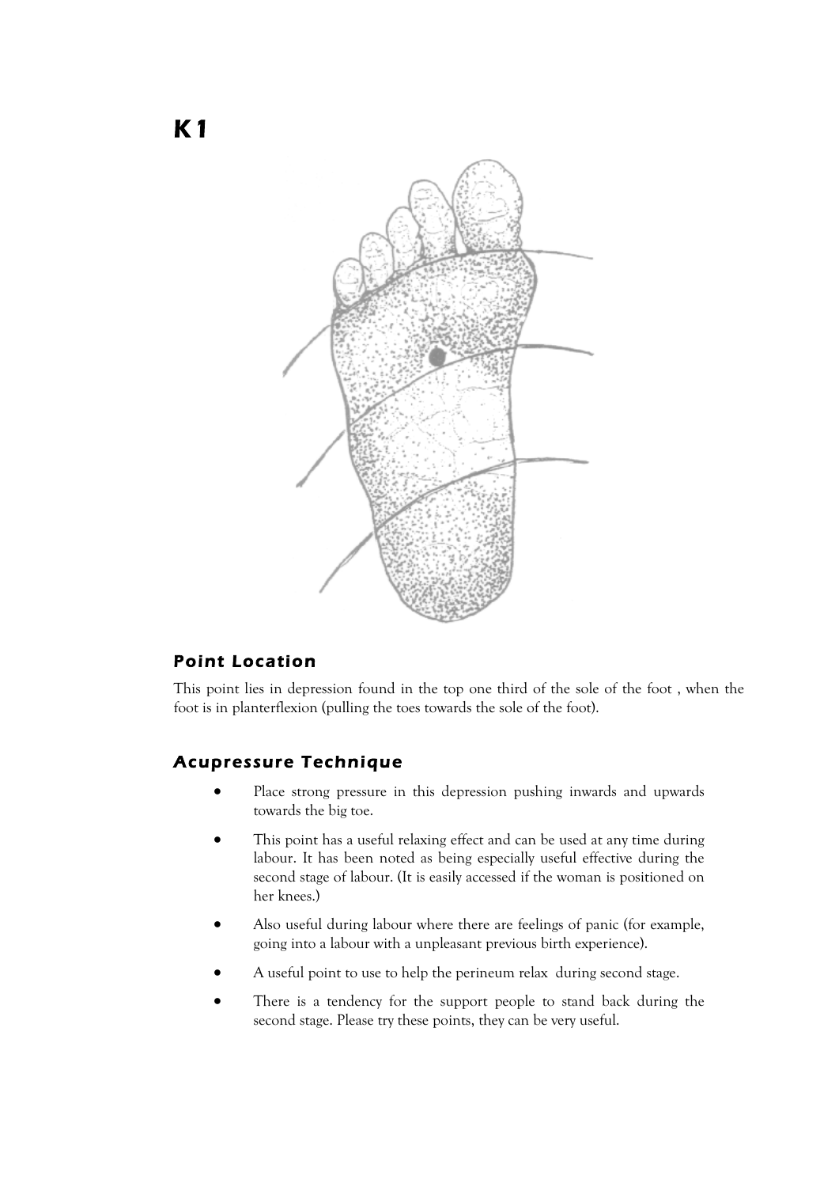# K1

## Point Location

This point lies in depression found in the top one third of the sole of the foot , when the foot is in planterflexion (pulling the toes towards the sole of the foot).

## Acupressure Technique

- Place strong pressure in this depression pushing inwards and upwards towards the big toe.
- This point has a useful relaxing effect and can be used at any time during labour. It has been noted as being especially useful effective during the second stage of labour. (It is easily accessed if the woman is positioned on her knees.)
- Also useful during labour where there are feelings of panic (for example, going into a labour with a unpleasant previous birth experience).
- A useful point to use to help the perineum relax during second stage.
- There is a tendency for the support people to stand back during the second stage. Please try these points, they can be very useful.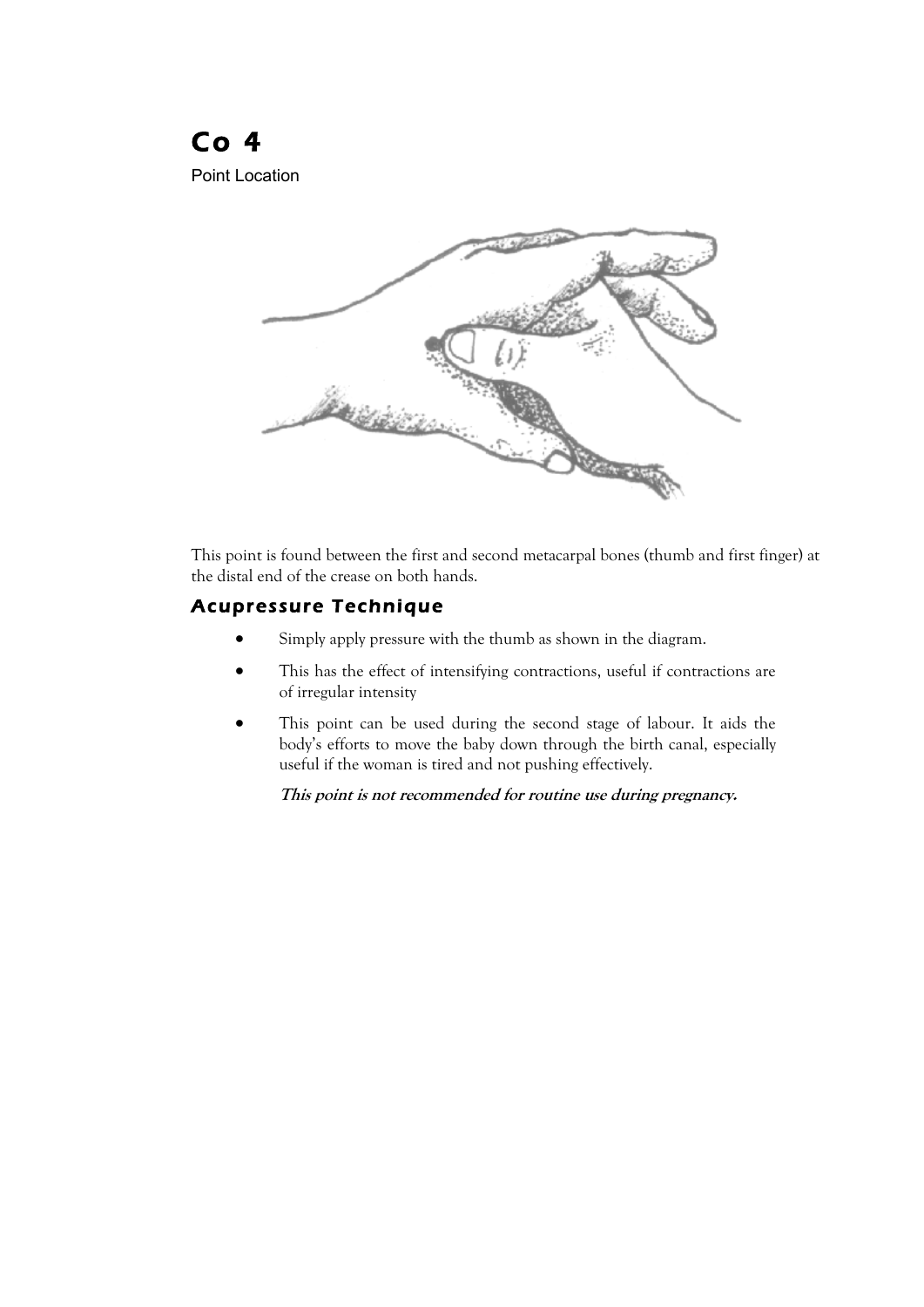# Co 4

Point Location

This point is found between the first and second metacarpal bones (thumb and first finger) at the distal end of the crease on both hands.

## Acupressure Technique

- Simply apply pressure with the thumb as shown in the diagram.
- This has the effect of intensifying contractions, useful if contractions are of irregular intensity
- This point can be used during the second stage of labour. It aids the body's efforts to move the baby down through the birth canal, especially useful if the woman is tired and not pushing effectively.

  ***This point is not recommended for routine use during pregnancy.***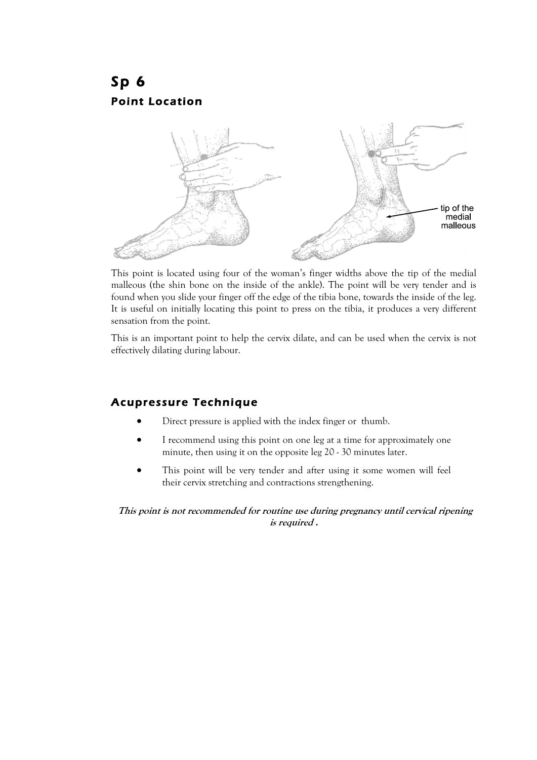# Sp 6

## Point Location

tip of the medial malleous

This point is located using four of the woman's finger widths above the tip of the medial malleous (the shin bone on the inside of the ankle). The point will be very tender and is found when you slide your finger off the edge of the tibia bone, towards the inside of the leg. It is useful on initially locating this point to press on the tibia, it produces a very different sensation from the point.

This is an important point to help the cervix dilate, and can be used when the cervix is not effectively dilating during labour.

## Acupressure Technique

- Direct pressure is applied with the index finger or thumb.
- I recommend using this point on one leg at a time for approximately one minute, then using it on the opposite leg 20 - 30 minutes later.
- This point will be very tender and after using it some women will feel their cervix stretching and contractions strengthening.

***This point is not recommended for routine use during pregnancy until cervical ripening is required .***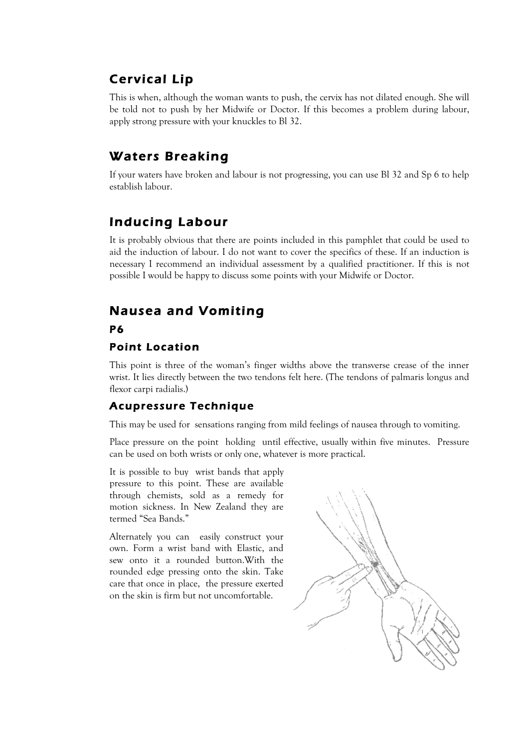## Cervical Lip

This is when, although the woman wants to push, the cervix has not dilated enough. She will be told not to push by her Midwife or Doctor. If this becomes a problem during labour, apply strong pressure with your knuckles to Bl 32.

## Waters Breaking

If your waters have broken and labour is not progressing, you can use Bl 32 and Sp 6 to help establish labour.

## Inducing Labour

It is probably obvious that there are points included in this pamphlet that could be used to aid the induction of labour. I do not want to cover the specifics of these. If an induction is necessary I recommend an individual assessment by a qualified practitioner. If this is not possible I would be happy to discuss some points with your Midwife or Doctor.

## Nausea and Vomiting

### P6

### Point Location

This point is three of the woman's finger widths above the transverse crease of the inner wrist. It lies directly between the two tendons felt here. (The tendons of palmaris longus and flexor carpi radialis.)

### Acupressure Technique

This may be used for sensations ranging from mild feelings of nausea through to vomiting.

Place pressure on the point holding until effective, usually within five minutes. Pressure can be used on both wrists or only one, whatever is more practical.

It is possible to buy wrist bands that apply pressure to this point. These are available through chemists, sold as a remedy for motion sickness. In New Zealand they are termed "Sea Bands."

Alternately you can easily construct your own. Form a wrist band with Elastic, and sew onto it a rounded button.With the rounded edge pressing onto the skin. Take care that once in place, the pressure exerted on the skin is firm but not uncomfortable.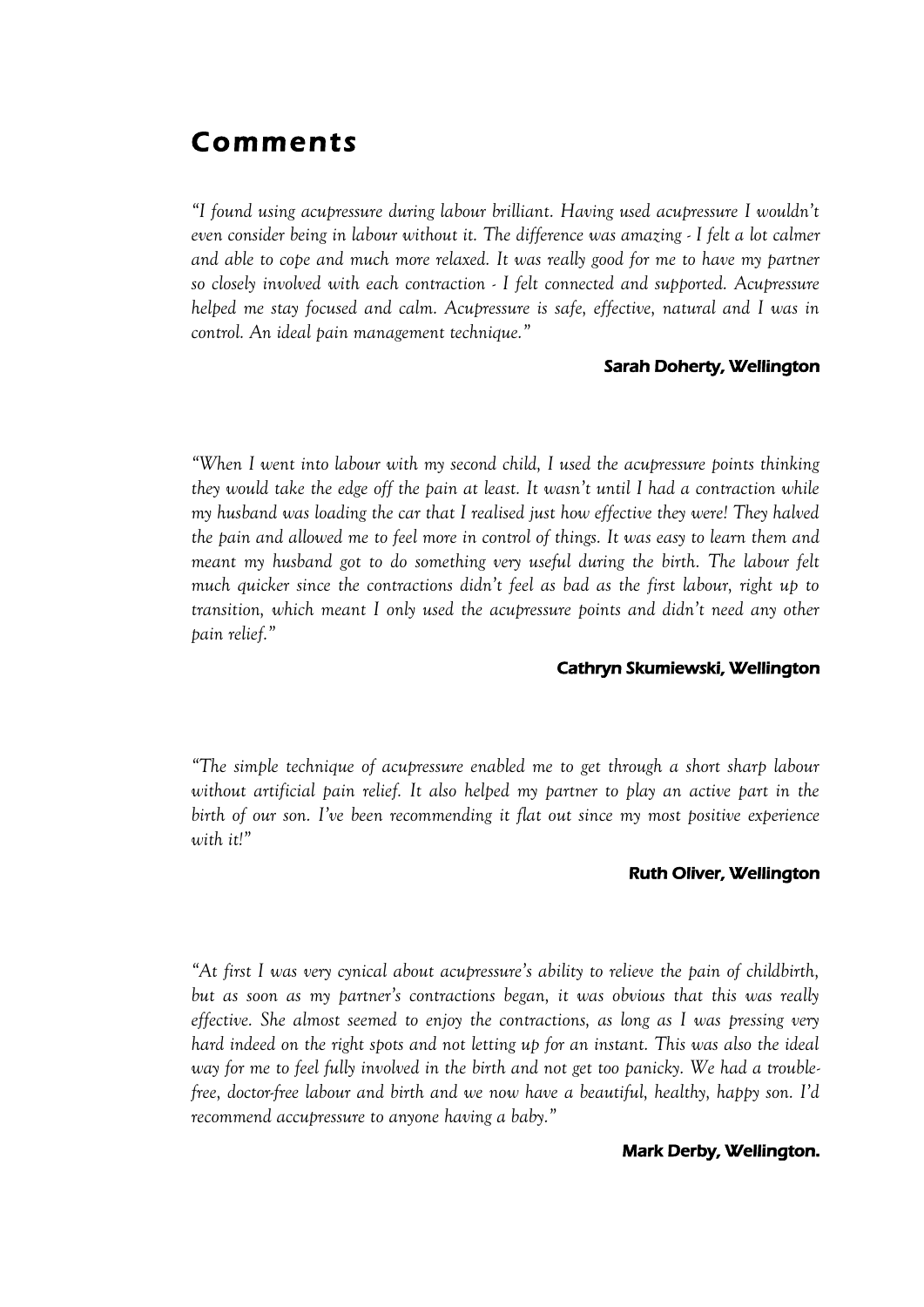# Comments

*"I found using acupressure during labour brilliant. Having used acupressure I wouldn't even consider being in labour without it. The difference was amazing - I felt a lot calmer and able to cope and much more relaxed. It was really good for me to have my partner so closely involved with each contraction - I felt connected and supported. Acupressure helped me stay focused and calm. Acupressure is safe, effective, natural and I was in control. An ideal pain management technique."*

**Sarah Doherty, Wellington**

*"When I went into labour with my second child, I used the acupressure points thinking they would take the edge off the pain at least. It wasn't until I had a contraction while my husband was loading the car that I realised just how effective they were! They halved the pain and allowed me to feel more in control of things. It was easy to learn them and meant my husband got to do something very useful during the birth. The labour felt much quicker since the contractions didn't feel as bad as the first labour, right up to transition, which meant I only used the acupressure points and didn't need any other pain relief."*

**Cathryn Skumiewski, Wellington**

*"The simple technique of acupressure enabled me to get through a short sharp labour without artificial pain relief. It also helped my partner to play an active part in the birth of our son. I've been recommending it flat out since my most positive experience with it!"*

**Ruth Oliver, Wellington**

*"At first I was very cynical about acupressure's ability to relieve the pain of childbirth, but as soon as my partner's contractions began, it was obvious that this was really effective. She almost seemed to enjoy the contractions, as long as I was pressing very hard indeed on the right spots and not letting up for an instant. This was also the ideal way for me to feel fully involved in the birth and not get too panicky. We had a trouble-free, doctor-free labour and birth and we now have a beautiful, healthy, happy son. I'd recommend accupressure to anyone having a baby."*

**Mark Derby, Wellington.**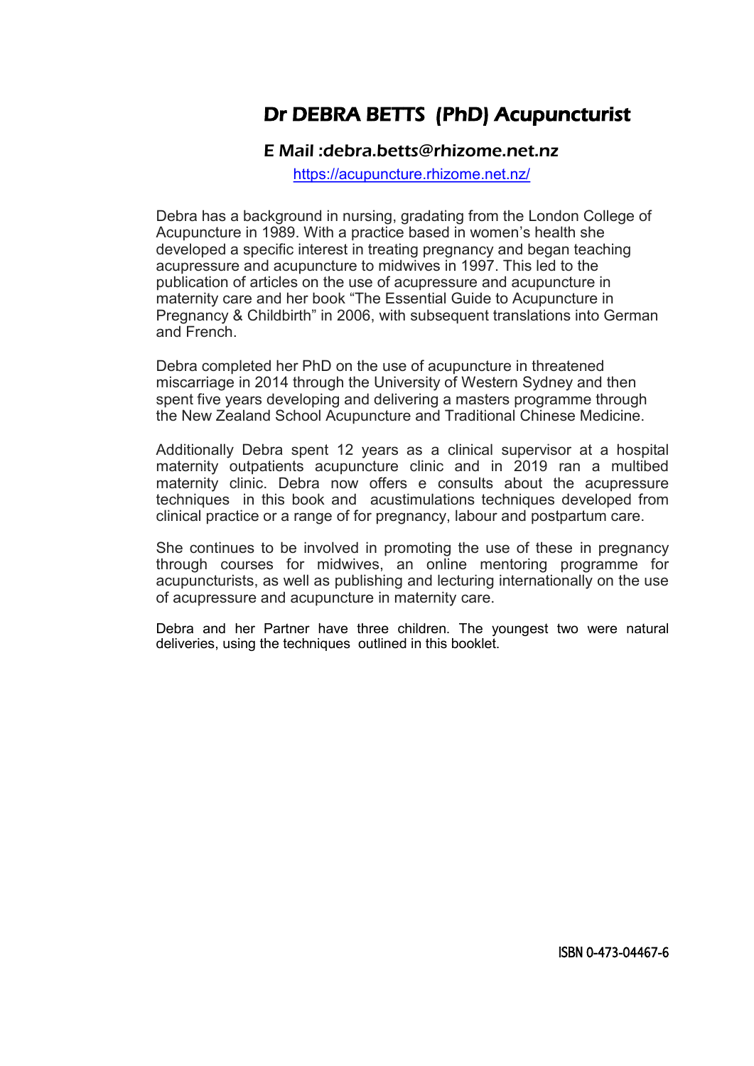# Dr DEBRA BETTS (PhD) Acupuncturist

### E Mail :debra.betts@rhizome.net.nz

https://acupuncture.rhizome.net.nz/

Debra has a background in nursing, gradating from the London College of Acupuncture in 1989. With a practice based in women's health she developed a specific interest in treating pregnancy and began teaching acupressure and acupuncture to midwives in 1997. This led to the publication of articles on the use of acupressure and acupuncture in maternity care and her book "The Essential Guide to Acupuncture in Pregnancy & Childbirth" in 2006, with subsequent translations into German and French.

Debra completed her PhD on the use of acupuncture in threatened miscarriage in 2014 through the University of Western Sydney and then spent five years developing and delivering a masters programme through the New Zealand School Acupuncture and Traditional Chinese Medicine.

Additionally Debra spent 12 years as a clinical supervisor at a hospital maternity outpatients acupuncture clinic and in 2019 ran a multibed maternity clinic. Debra now offers e consults about the acupressure techniques in this book and acustimulations techniques developed from clinical practice or a range of for pregnancy, labour and postpartum care.

She continues to be involved in promoting the use of these in pregnancy through courses for midwives, an online mentoring programme for acupuncturists, as well as publishing and lecturing internationally on the use of acupressure and acupuncture in maternity care.

Debra and her Partner have three children. The youngest two were natural deliveries, using the techniques outlined in this booklet.

ISBN 0-473-04467-6